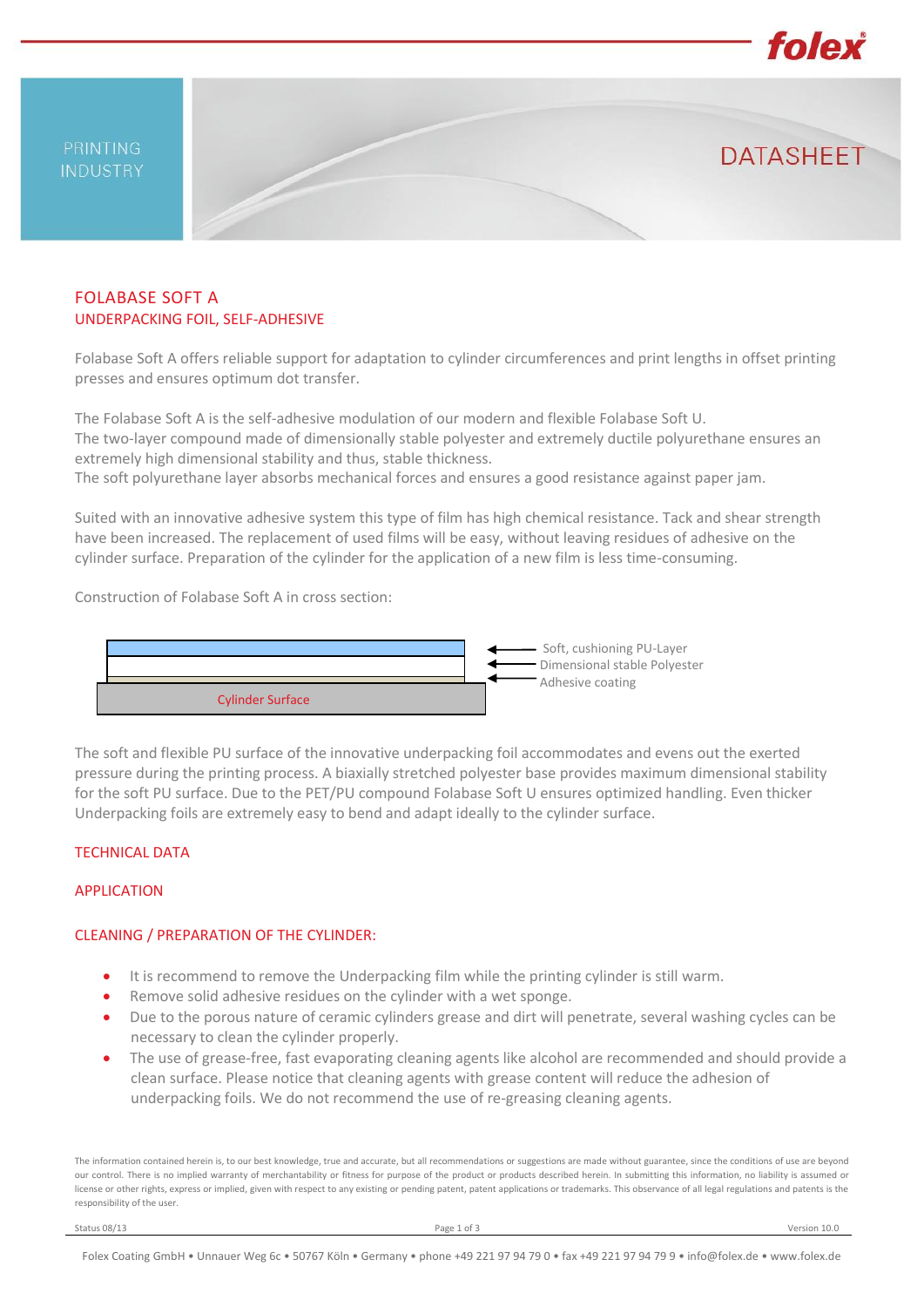PRINTING INDUSTRY

DATASHEET

# FOLABASE SOFT A

## UNDERPACKING FOIL, SELF-ADHESIVE

Folabase Soft A offers reliable support for adaptation to cylinder circumferences and print lengths in offset printing presses and ensures optimum dot transfer.

The Folabase Soft A is the self-adhesive modulation of our modern and flexible Folabase Soft U.
The two-layer compound made of dimensionally stable polyester and extremely ductile polyurethane ensures an extremely high dimensional stability and thus, stable thickness.
The soft polyurethane layer absorbs mechanical forces and ensures a good resistance against paper jam.

Suited with an innovative adhesive system this type of film has high chemical resistance. Tack and shear strength have been increased. The replacement of used films will be easy, without leaving residues of adhesive on the cylinder surface. Preparation of the cylinder for the application of a new film is less time-consuming.

Construction of Folabase Soft A in cross section:

- Soft, cushioning PU-Layer
- Dimensional stable Polyester
- Adhesive coating

Cylinder Surface

The soft and flexible PU surface of the innovative underpacking foil accommodates and evens out the exerted pressure during the printing process. A biaxially stretched polyester base provides maximum dimensional stability for the soft PU surface. Due to the PET/PU compound Folabase Soft U ensures optimized handling. Even thicker Underpacking foils are extremely easy to bend and adapt ideally to the cylinder surface.

## TECHNICAL DATA

## APPLICATION

## CLEANING / PREPARATION OF THE CYLINDER:

- It is recommend to remove the Underpacking film while the printing cylinder is still warm.
- Remove solid adhesive residues on the cylinder with a wet sponge.
- Due to the porous nature of ceramic cylinders grease and dirt will penetrate, several washing cycles can be necessary to clean the cylinder properly.
- The use of grease-free, fast evaporating cleaning agents like alcohol are recommended and should provide a clean surface. Please notice that cleaning agents with grease content will reduce the adhesion of underpacking foils. We do not recommend the use of re-greasing cleaning agents.

The information contained herein is, to our best knowledge, true and accurate, but all recommendations or suggestions are made without guarantee, since the conditions of use are beyond our control. There is no implied warranty of merchantability or fitness for purpose of the product or products described herein. In submitting this information, no liability is assumed or license or other rights, express or implied, given with respect to any existing or pending patent, patent applications or trademarks. This observance of all legal regulations and patents is the responsibility of the user.

Status 08/13 | Version 10.0

Folex Coating GmbH • Unnauer Weg 6c • 50767 Köln • Germany • phone +49 221 97 94 79 0 • fax +49 221 97 94 79 9 • info@folex.de • www.folex.de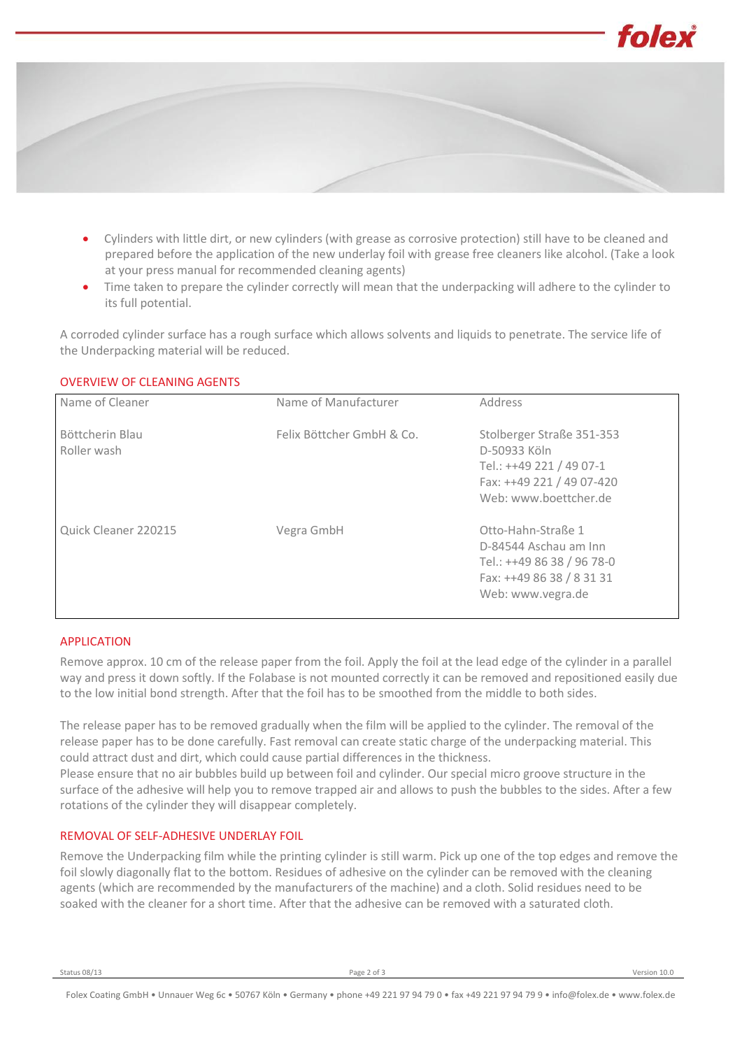- Cylinders with little dirt, or new cylinders (with grease as corrosive protection) still have to be cleaned and prepared before the application of the new underlay foil with grease free cleaners like alcohol. (Take a look at your press manual for recommended cleaning agents)
- Time taken to prepare the cylinder correctly will mean that the underpacking will adhere to the cylinder to its full potential.

A corroded cylinder surface has a rough surface which allows solvents and liquids to penetrate. The service life of the Underpacking material will be reduced.

## OVERVIEW OF CLEANING AGENTS

| Name of Cleaner | Name of Manufacturer | Address |
|---|---|---|
| Böttcherin Blau<br>Roller wash | Felix Böttcher GmbH & Co. | Stolberger Straße 351-353<br>D-50933 Köln<br>Tel.: ++49 221 / 49 07-1<br>Fax: ++49 221 / 49 07-420<br>Web: www.boettcher.de |
| Quick Cleaner 220215 | Vegra GmbH | Otto-Hahn-Straße 1<br>D-84544 Aschau am Inn<br>Tel.: ++49 86 38 / 96 78-0<br>Fax: ++49 86 38 / 8 31 31<br>Web: www.vegra.de |

## APPLICATION

Remove approx. 10 cm of the release paper from the foil. Apply the foil at the lead edge of the cylinder in a parallel way and press it down softly. If the Folabase is not mounted correctly it can be removed and repositioned easily due to the low initial bond strength. After that the foil has to be smoothed from the middle to both sides.

The release paper has to be removed gradually when the film will be applied to the cylinder. The removal of the release paper has to be done carefully. Fast removal can create static charge of the underpacking material. This could attract dust and dirt, which could cause partial differences in the thickness.
Please ensure that no air bubbles build up between foil and cylinder. Our special micro groove structure in the surface of the adhesive will help you to remove trapped air and allows to push the bubbles to the sides. After a few rotations of the cylinder they will disappear completely.

## REMOVAL OF SELF-ADHESIVE UNDERLAY FOIL

Remove the Underpacking film while the printing cylinder is still warm. Pick up one of the top edges and remove the foil slowly diagonally flat to the bottom. Residues of adhesive on the cylinder can be removed with the cleaning agents (which are recommended by the manufacturers of the machine) and a cloth. Solid residues need to be soaked with the cleaner for a short time. After that the adhesive can be removed with a saturated cloth.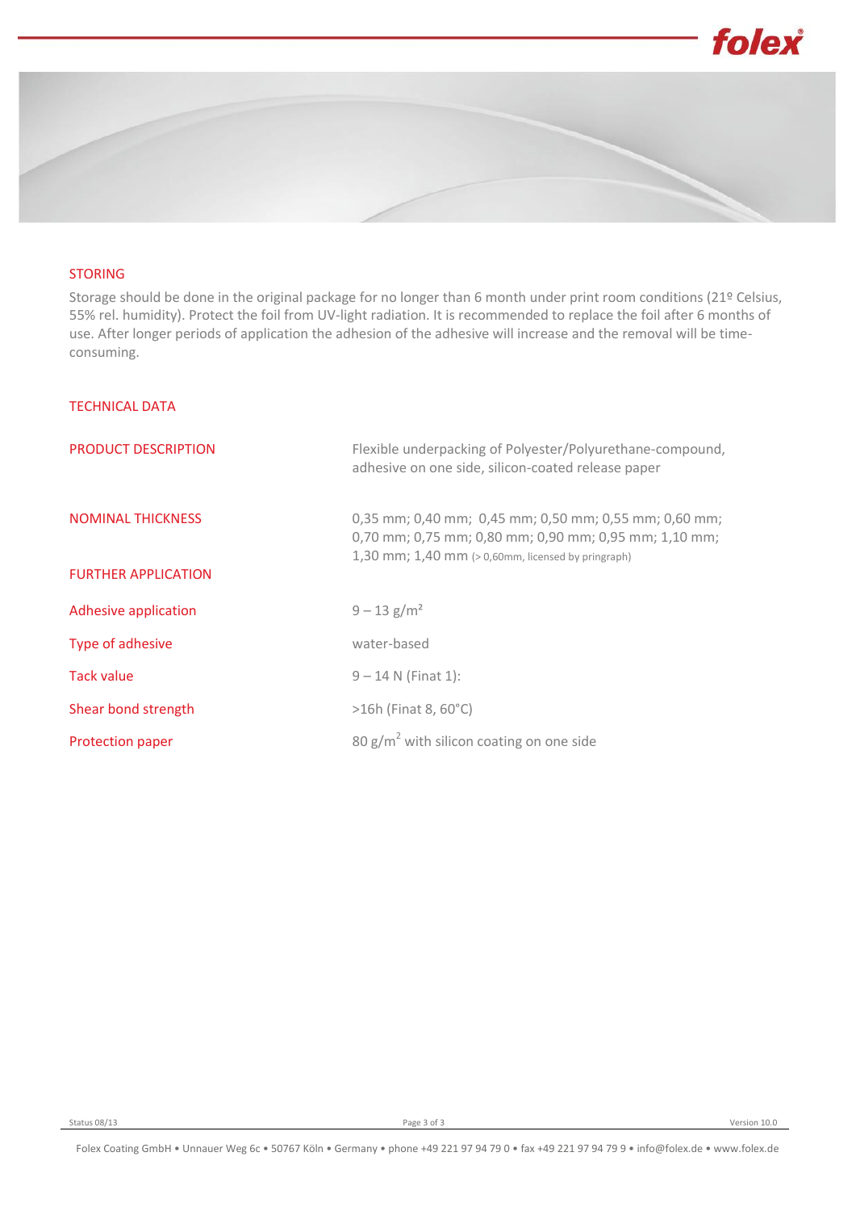## STORING

Storage should be done in the original package for no longer than 6 month under print room conditions (21º Celsius, 55% rel. humidity). Protect the foil from UV-light radiation. It is recommended to replace the foil after 6 months of use. After longer periods of application the adhesion of the adhesive will increase and the removal will be time-consuming.

## TECHNICAL DATA

| | |
|---|---|
| PRODUCT DESCRIPTION | Flexible underpacking of Polyester/Polyurethane-compound, adhesive on one side, silicon-coated release paper |
| NOMINAL THICKNESS | 0,35 mm; 0,40 mm; 0,45 mm; 0,50 mm; 0,55 mm; 0,60 mm; 0,70 mm; 0,75 mm; 0,80 mm; 0,90 mm; 0,95 mm; 1,10 mm; 1,30 mm; 1,40 mm (> 0,60mm, licensed by pringraph) |
| FURTHER APPLICATION | |
| Adhesive application | 9 – 13 g/m² |
| Type of adhesive | water-based |
| Tack value | 9 – 14 N (Finat 1): |
| Shear bond strength | >16h (Finat 8, 60°C) |
| Protection paper | 80 g/m² with silicon coating on one side |

Status 08/13 Version 10.0

Folex Coating GmbH • Unnauer Weg 6c • 50767 Köln • Germany • phone +49 221 97 94 79 0 • fax +49 221 97 94 79 9 • info@folex.de • www.folex.de